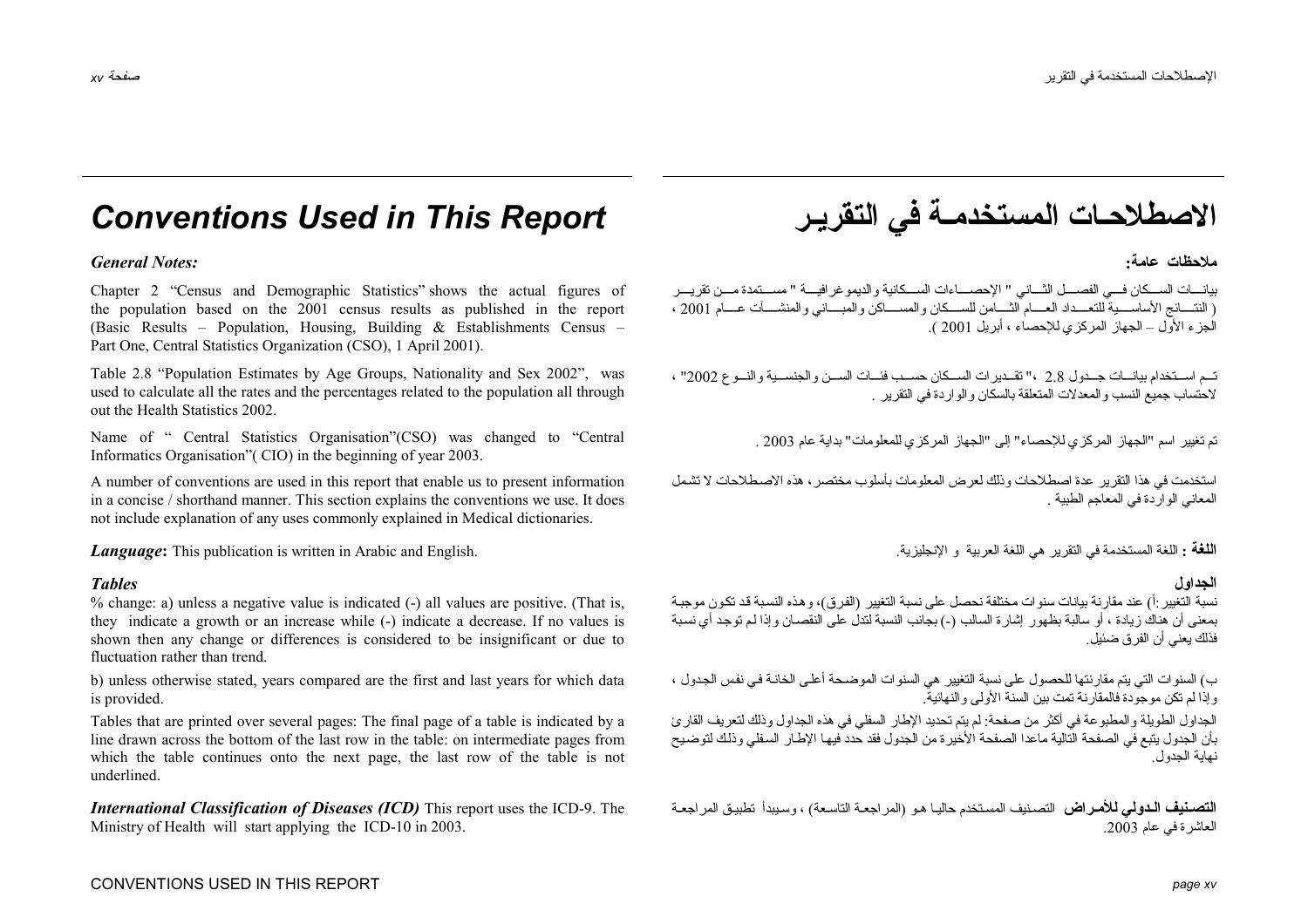# Conventions Used in This Report

### *General Notes:*

Chapter 2 "Census and Demographic Statistics" shows the actual figures of the population based on the 2001 census results as published in the report (Basic Results – Population, Housing, Building & Establishments Census – Part One, Central Statistics Organization (CSO), 1 April 2001).

Table 2.8 "Population Estimates by Age Groups, Nationality and Sex 2002", was used to calculate all the rates and the percentages related to the population all through out the Health Statistics 2002.

Name of " Central Statistics Organisation"(CSO) was changed to "Central Informatics Organisation"( CIO) in the beginning of year 2003.

A number of conventions are used in this report that enable us to present information in a concise / shorthand manner. This section explains the conventions we use. It does not include explanation of any uses commonly explained in Medical dictionaries.

***Language*:** This publication is written in Arabic and English.

### *Tables*

% change: a) unless a negative value is indicated (-) all values are positive. (That is, they indicate a growth or an increase while (-) indicate a decrease. If no values is shown then any change or differences is considered to be insignificant or due to fluctuation rather than trend.

b) unless otherwise stated, years compared are the first and last years for which data is provided.

Tables that are printed over several pages: The final page of a table is indicated by a line drawn across the bottom of the last row in the table: on intermediate pages from which the table continues onto the next page, the last row of the table is not underlined.

***International Classification of Diseases (ICD)*** This report uses the ICD-9. The Ministry of Health will start applying the ICD-10 in 2003.

# الاصطلاحـات المستخدمـة في التقريـر

### ملاحظات عامة:

بيانـات السـكان فـي الفصـل الثـاني " الإحصـاءات السـكانية والديموغرافيـة " مسـتمدة مـن تقريـر ( النتـائج الأساسـية للتعـداد العـام الثـامن للسـكان والمسـاكن والمبـاني والمنشـآت عـام 2001 ، الجزء الأول – الجهاز المركزي للإحصاء ، أبريل 2001 ).

تـم اسـتخدام بيانـات جـدول 2.8 ،" تقـديرات السـكان حسـب فئـات السـن والجنسـية والنـوع 2002" ، لاحتساب جميع النسب والمعدلات المتعلقة بالسكان والواردة في التقرير .

تم تغيير اسم "الجهاز المركزي للإحصاء" إلى "الجهاز المركزي للمعلومات" بداية عام 2003 .

استخدمت في هذا التقرير عدة اصطلاحات وذلك لعرض المعلومات بأسلوب مختصر، هذه الاصطلاحات لا تشمل المعاني الواردة في المعاجم الطبية .

**اللغة :** اللغة المستخدمة في التقرير هي اللغة العربية و الإنجليزية.

### الجداول

نسبة التغيير :أ) عند مقارنة بيانات سنوات مختلفة نحصل على نسبة التغيير (الفرق)، وهذه النسبة قد تكون موجبة بمعنى أن هناك زيادة ، أو سالبة بظهور إشارة السالب (-) بجانب النسبة لتدل على النقصان وإذا لم توجد أي نسبة فذلك يعني أن الفرق ضئيل.

ب) السنوات التي يتم مقارنتها للحصول على نسبة التغيير هي السنوات الموضحة أعلى الخانة في نفس الجدول ، وإذا لم تكن موجودة فالمقارنة تمت بين السنة الأولى والنهائية.

الجداول الطويلة والمطبوعة في أكثر من صفحة: لم يتم تحديد الإطار السفلي في هذه الجداول وذلك لتعريف القارئ بأن الجدول يتبع في الصفحة التالية ماعدا الصفحة الأخيرة من الجدول فقد حدد فيها الإطار السفلي وذلك لتوضيح نهاية الجدول.

**التصـنيف الـدولي للأمـراض** التصـنيف المسـتخدم حاليـا هـو (المراجعـة التاسـعة) ، وسيبدأ تطبيـق المراجعـة العاشرة في عام 2003.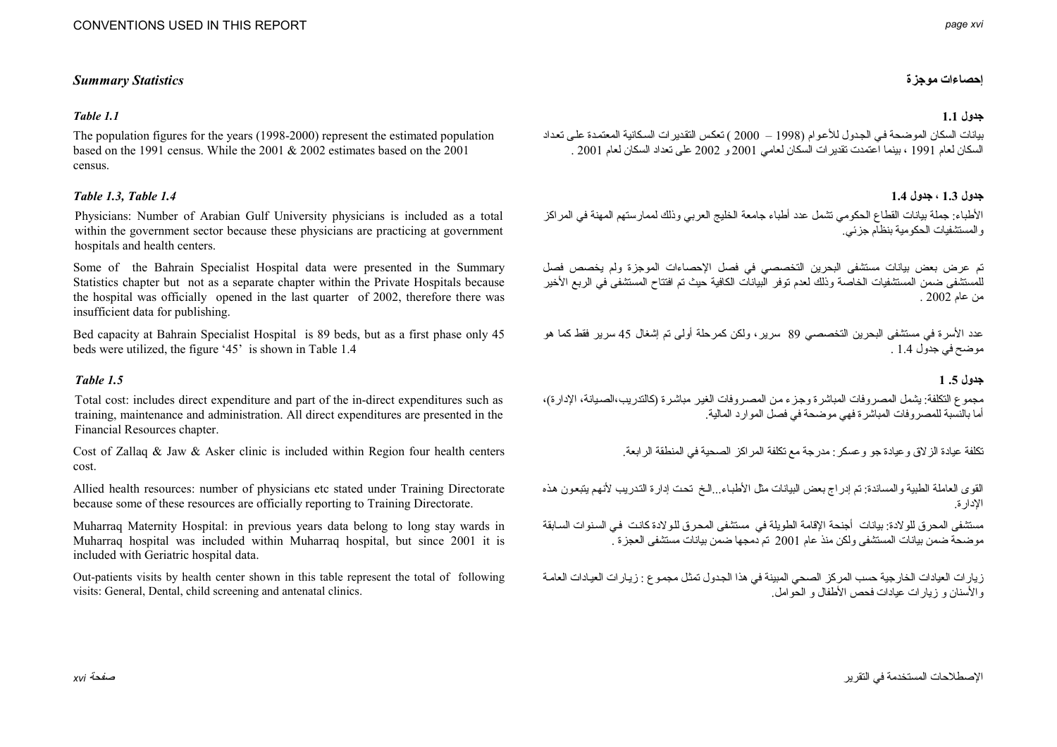## Summary Statistics

### Table 1.1

The population figures for the years (1998-2000) represent the estimated population based on the 1991 census. While the 2001 & 2002 estimates based on the 2001 census.

### Table 1.3, Table 1.4

Physicians: Number of Arabian Gulf University physicians is included as a total within the government sector because these physicians are practicing at government hospitals and health centers.

Some of the Bahrain Specialist Hospital data were presented in the Summary Statistics chapter but not as a separate chapter within the Private Hospitals because the hospital was officially opened in the last quarter of 2002, therefore there was insufficient data for publishing.

Bed capacity at Bahrain Specialist Hospital is 89 beds, but as a first phase only 45 beds were utilized, the figure '45' is shown in Table 1.4

### Table 1.5

Total cost: includes direct expenditure and part of the in-direct expenditures such as training, maintenance and administration. All direct expenditures are presented in the Financial Resources chapter.

Cost of Zallaq & Jaw & Asker clinic is included within Region four health centers cost.

Allied health resources: number of physicians etc stated under Training Directorate because some of these resources are officially reporting to Training Directorate.

Muharraq Maternity Hospital: in previous years data belong to long stay wards in Muharraq hospital was included within Muharraq hospital, but since 2001 it is included with Geriatric hospital data.

Out-patients visits by health center shown in this table represent the total of following visits: General, Dental, child screening and antenatal clinics.

## إحصاءات موجزة

### جدول 1.1

بيانات السكان الموضحة في الجدول للأعوام (1998 – 2000 ) تعكس التقديرات السكانية المعتمدة على تعداد السكان لعام 1991 ، بينما اعتمدت تقديرات السكان لعامي 2001 و 2002 على تعداد السكان لعام 2001 .

### جدول 1.3 ، جدول 1.4

الأطباء: جملة بيانات القطاع الحكومي تشمل عدد أطباء جامعة الخليج العربي وذلك لممارستهم المهنة في المراكز والمستشفيات الحكومية بنظام جزئي.

تم عرض بعض بيانات مستشفى البحرين التخصصي في فصل الإحصاءات الموجزة ولم يخصص فصل للمستشفى ضمن المستشفيات الخاصة وذلك لعدم توفر البيانات الكافية حيث تم افتتاح المستشفى في الربع الأخير من عام 2002 .

عدد الأسرة في مستشفى البحرين التخصصي 89 سرير، ولكن كمرحلة أولى تم إشغال 45 سرير فقط كما هو موضح في جدول 1.4 .

### جدول 1.5

مجموع التكلفة: يشمل المصروفات المباشرة وجزء من المصروفات الغير مباشرة (كالتدريب،الصيانة، الإدارة)، أما بالنسبة للمصروفات المباشرة فهي موضحة في فصل الموارد المالية.

تكلفة عيادة الزلاق وعيادة جو وعسكر: مدرجة مع تكلفة المراكز الصحية في المنطقة الرابعة.

القوى العاملة الطبية والمساندة: تم إدراج بعض البيانات مثل الأطباء...الخ تحت إدارة التدريب لأنهم يتبعون هذه الإدارة.

مستشفى المحرق للولادة: بيانات أجنحة الإقامة الطويلة في مستشفى المحرق للولادة كانت في السنوات السابقة موضحة ضمن بيانات المستشفى ولكن منذ عام 2001 تم دمجها ضمن بيانات مستشفى العجزة .

زيارات العيادات الخارجية حسب المركز الصحي المبينة في هذا الجدول تمثل مجموع : زيارات العيادات العامة والأسنان و زيارات عيادات فحص الأطفال و الحوامل.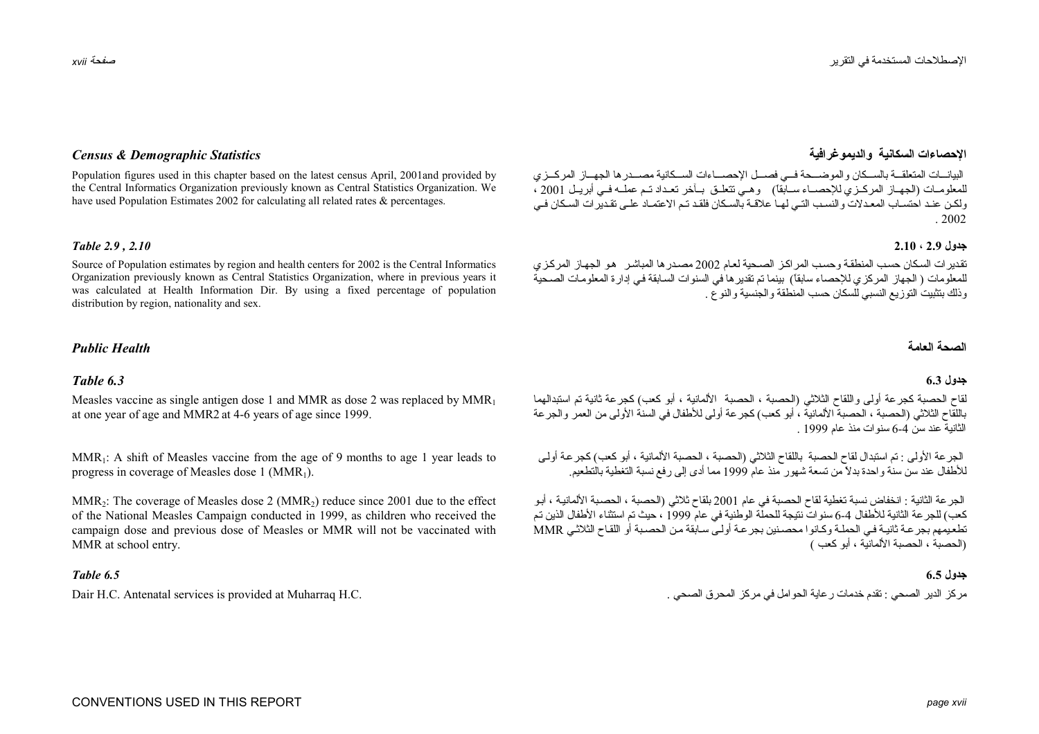## Census & Demographic Statistics

Population figures used in this chapter based on the latest census April, 2001and provided by the Central Informatics Organization previously known as Central Statistics Organization. We have used Population Estimates 2002 for calculating all related rates & percentages.

## الإحصاءات السكانية والديموغرافية

البيانـات المتعلقـة بالسـكان والموضـحة فـي فصـل الإحصـاءات السـكانية مصـدرها الجهـاز المركـزي للمعلومـات (الجهـاز المركـزي للإحصـاء سـابقاً) وهـي تتعلـق بـآخر تعـداد تـم عملـه فـي أبريـل 2001 ، ولكـن عنـد احتسـاب المعدلات والنسـب التـي لهـا علاقـة بالسـكان فلقـد تـم الاعتمـاد علـى تقـديرات السـكان فـي 2002 .

### Table 2.9 , 2.10

Source of Population estimates by region and health centers for 2002 is the Central Informatics Organization previously known as Central Statistics Organization, where in previous years it was calculated at Health Information Dir. By using a fixed percentage of population distribution by region, nationality and sex.

### جدول 2.9 ، 2.10

تقديرات السكان حسب المنطقة وحسب المراكز الصحية لعام 2002 مصدرها المباشر هو الجهاز المركزي للمعلومات ( الجهاز المركزي للإحصاء سابقاً) بينما تم تقديرها في السنوات السابقة في إدارة المعلومات الصحية وذلك بتثبيت التوزيع النسبي للسكان حسب المنطقة والجنسية والنوع .

## Public Health

## الصحة العامة

### Table 6.3

Measles vaccine as single antigen dose 1 and MMR as dose 2 was replaced by $MMR_1$ at one year of age and MMR2 at 4-6 years of age since 1999.

$MMR_1$: A shift of Measles vaccine from the age of 9 months to age 1 year leads to progress in coverage of Measles dose 1 ($MMR_1$).

$MMR_2$: The coverage of Measles dose 2 ($MMR_2$) reduce since 2001 due to the effect of the National Measles Campaign conducted in 1999, as children who received the campaign dose and previous dose of Measles or MMR will not be vaccinated with MMR at school entry.

### جدول 6.3

لقاح الحصبة كجرعة أولى واللقاح الثلاثي (الحصبة ، الحصبة الألمانية ، أبو كعب) كجرعة ثانية تم استبدالهما باللقاح الثلاثي (الحصبة ، الحصبة الألمانية ، أبو كعب) كجرعة أولى للأطفال في السنة الأولى من العمر والجرعة الثانية عند سن 4-6 سنوات منذ عام 1999 .

الجرعة الأولى : تم استبدال لقاح الحصبة باللقاح الثلاثي (الحصبة ، الحصبة الألمانية ، أبو كعب) كجرعة أولى للأطفال عند سن سنة واحدة بدلاً من تسعة شهور منذ عام 1999 مما أدى إلى رفع نسبة التغطية بالتطعيم.

الجرعة الثانية : انخفاض نسبة تغطية لقاح الحصبة في عام 2001 بلقاح ثلاثي (الحصبة ، الحصبة الألمانية ، أبو كعب) للجرعة الثانية للأطفال 4-6 سنوات نتيجة للحملة الوطنية في عام 1999 ، حيث تم استثناء الأطفال الذين تم تطعيمهم بجرعة ثانية في الحملة وكانوا محصنين بجرعة أولى سابقة من الحصبة أو اللقاح الثلاثي MMR (الحصبة ، الحصبة الألمانية ، أبو كعب )

### Table 6.5

Dair H.C. Antenatal services is provided at Muharraq H.C.

### جدول 6.5

مركز الدير الصحي : تقدم خدمات رعاية الحوامل في مركز المحرق الصحي .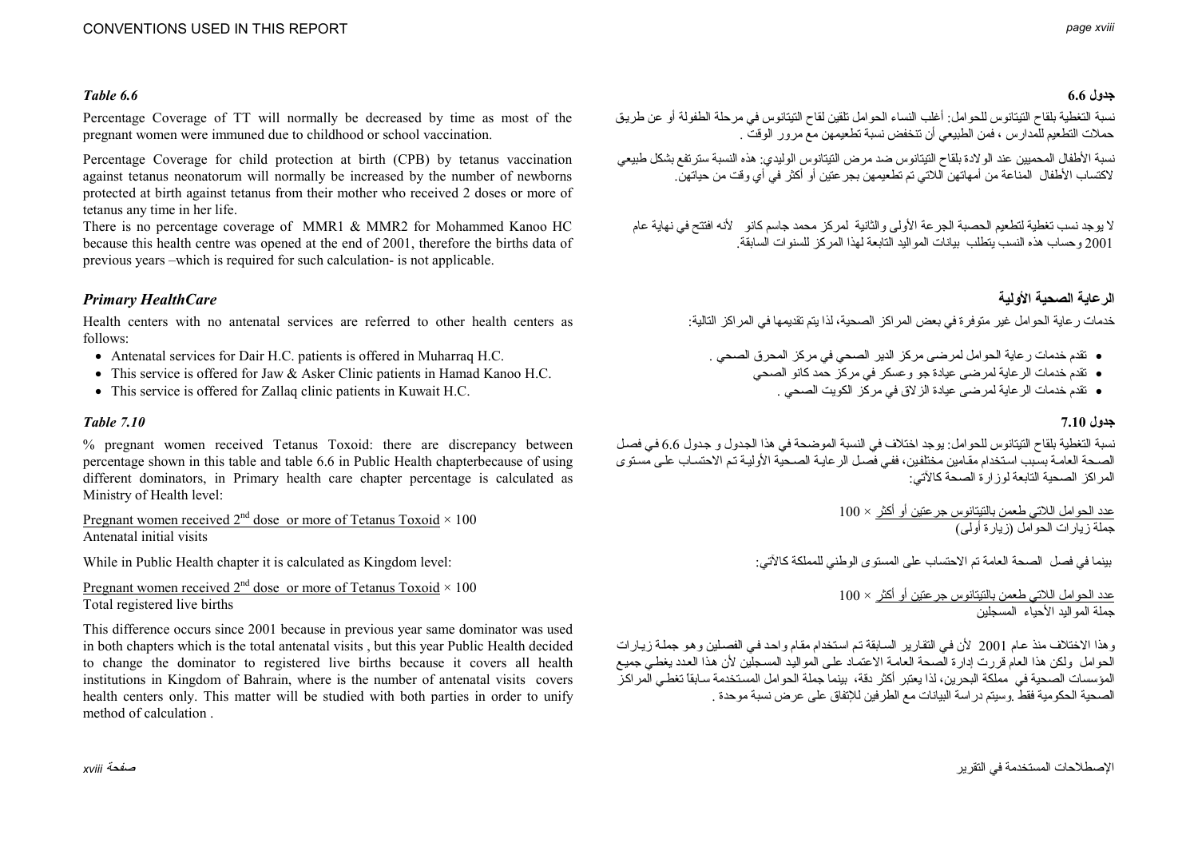*Table 6.6*

Percentage Coverage of TT will normally be decreased by time as most of the pregnant women were immuned due to childhood or school vaccination.

Percentage Coverage for child protection at birth (CPB) by tetanus vaccination against tetanus neonatorum will normally be increased by the number of newborns protected at birth against tetanus from their mother who received 2 doses or more of tetanus any time in her life.

There is no percentage coverage of MMR1 & MMR2 for Mohammed Kanoo HC because this health centre was opened at the end of 2001, therefore the births data of previous years –which is required for such calculation- is not applicable.

## *Primary HealthCare*

Health centers with no antenatal services are referred to other health centers as follows:

- Antenatal services for Dair H.C. patients is offered in Muharraq H.C.
- This service is offered for Jaw & Asker Clinic patients in Hamad Kanoo H.C.
- This service is offered for Zallaq clinic patients in Kuwait H.C.

*Table 7.10*

% pregnant women received Tetanus Toxoid: there are discrepancy between percentage shown in this table and table 6.6 in Public Health chapterbecause of using different dominators, in Primary health care chapter percentage is calculated as Ministry of Health level:

$$\frac{\text{Pregnant women received } 2^{nd} \text{ dose or more of Tetanus Toxoid}}{\text{Antenatal initial visits}} \times 100$$

While in Public Health chapter it is calculated as Kingdom level:

$$\frac{\text{Pregnant women received } 2^{nd} \text{ dose or more of Tetanus Toxoid}}{\text{Total registered live births}} \times 100$$

This difference occurs since 2001 because in previous year same dominator was used in both chapters which is the total antenatal visits , but this year Public Health decided to change the dominator to registered live births because it covers all health institutions in Kingdom of Bahrain, where is the number of antenatal visits covers health centers only. This matter will be studied with both parties in order to unify method of calculation .

**جدول 6.6**

نسبة التغطية بلقاح التيتانوس للحوامل: أغلب النساء الحوامل تلقين لقاح التيتانوس في مرحلة الطفولة أو عن طريق حملات التطعيم للمدارس ، فمن الطبيعي أن تنخفض نسبة تطعيمهن مع مرور الوقت .

نسبة الأطفال المحميين عند الولادة بلقاح التيتانوس ضد مرض التيتانوس الوليدي: هذه النسبة سترتفع بشكل طبيعي لاكتساب الأطفال المناعة من أمهاتهن اللاتي تم تطعيمهن بجرعتين أو أكثر في أي وقت من حياتهن.

لا يوجد نسب تغطية لتطعيم الحصبة الجرعة الأولى والثانية لمركز محمد جاسم كانو لأنه افتتح في نهاية عام 2001 وحساب هذه النسب يتطلب بيانات المواليد التابعة لهذا المركز للسنوات السابقة.

## **الرعاية الصحية الأولية**

خدمات رعاية الحوامل غير متوفرة في بعض المراكز الصحية، لذا يتم تقديمها في المراكز التالية:

- تقدم خدمات رعاية الحوامل لمرضى مركز الدير الصحي في مركز المحرق الصحي .
- تقدم خدمات الرعاية لمرضى عيادة جو وعسكر في مركز حمد كانو الصحي
- تقدم خدمات الرعاية لمرضى عيادة الزلاق في مركز الكويت الصحي .

**جدول 7.10**

نسبة التغطية بلقاح التيتانوس للحوامل: يوجد اختلاف في النسبة الموضحة في هذا الجدول و جدول 6.6 في فصل الصحة العامة بسبب استخدام مقامين مختلفين، ففي فصل الرعاية الصحية الأولية تم الاحتساب على مستوى المراكز الصحية التابعة لوزارة الصحة كالآتي:

$$\frac{\text{عدد الحوامل اللاتي طعمن بالتيتانوس جرعتين أو أكثر}}{\text{جملة زيارات الحوامل (زيارة أولى)}} \times 100$$

بينما في فصل الصحة العامة تم الاحتساب على المستوى الوطني للمملكة كالآتي:

$$\frac{\text{عدد الحوامل اللاتي طعمن بالتيتانوس جرعتين أو أكثر}}{\text{جملة المواليد الأحياء المسجلين}} \times 100$$

وهذا الاختلاف منذ عام 2001 لأن في التقارير السابقة تم استخدام مقام واحد في الفصلين وهو جملة زيارات الحوامل ولكن هذا العام قررت إدارة الصحة العامة الاعتماد على المواليد المسجلين لأن هذا العدد يغطي جميع المؤسسات الصحية في مملكة البحرين، لذا يعتبر أكثر دقة، بينما جملة الحوامل المستخدمة سابقاً تغطي المراكز الصحية الحكومية فقط .وسيتم دراسة البيانات مع الطرفين للإتفاق على عرض نسبة موحدة .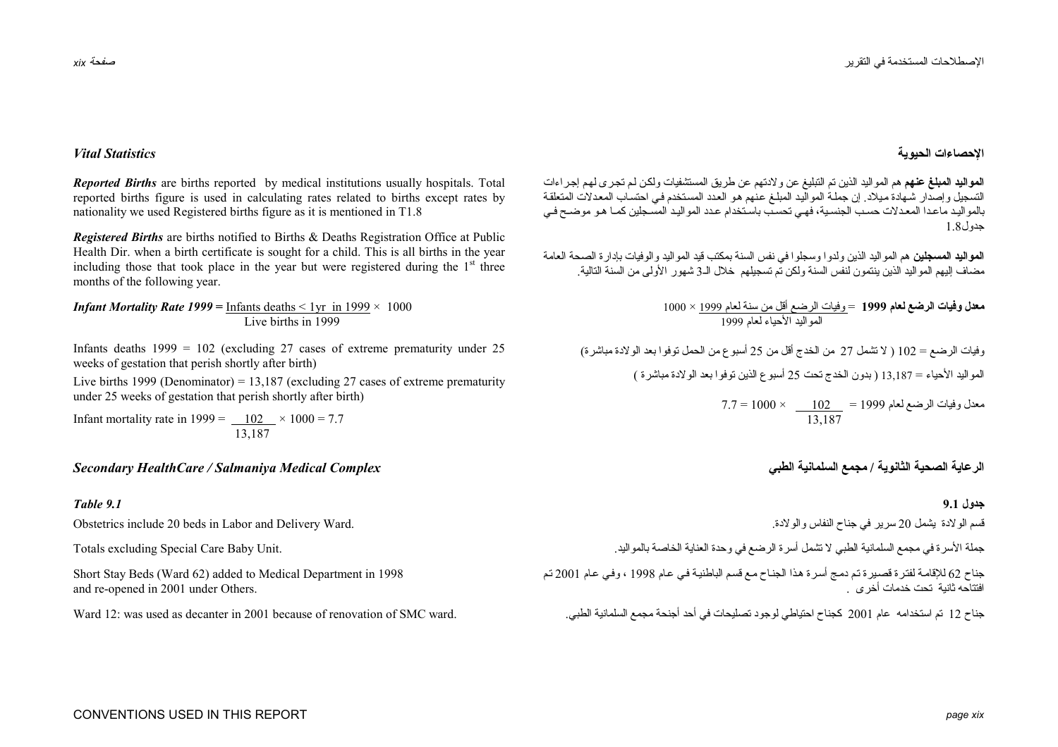## Vital Statistics

***Reported Births*** are births reported by medical institutions usually hospitals. Total reported births figure is used in calculating rates related to births except rates by nationality we used Registered births figure as it is mentioned in T1.8

***Registered Births*** are births notified to Births & Deaths Registration Office at Public Health Dir. when a birth certificate is sought for a child. This is all births in the year including those that took place in the year but were registered during the 1st three months of the following year.

***Infant Mortality Rate 1999*** = 
$$\frac{\text{Infants deaths} < 1\text{yr in } 1999}{\text{Live births in } 1999} \times 1000$$

Infants deaths 1999 = 102 (excluding 27 cases of extreme prematurity under 25 weeks of gestation that perish shortly after birth)

Live births 1999 (Denominator) = 13,187 (excluding 27 cases of extreme prematurity under 25 weeks of gestation that perish shortly after birth)

Infant mortality rate in 1999 = $\frac{102}{13{,}187} \times 1000 = 7.7$

## Secondary HealthCare / Salmaniya Medical Complex

### Table 9.1

Obstetrics include 20 beds in Labor and Delivery Ward.

Totals excluding Special Care Baby Unit.

Short Stay Beds (Ward 62) added to Medical Department in 1998 and re-opened in 2001 under Others.

Ward 12: was used as decanter in 2001 because of renovation of SMC ward.

## الإحصاءات الحيوية

**المواليد المبلغ عنهم** هم المواليد الذين تم التبليغ عن ولادتهم عن طريق المستشفيات ولكن لم تجرى لهم إجراءات التسجيل وإصدار شهادة ميلاد. إن جملة المواليد المبلغ عنهم هو العدد المستخدم في احتساب المعدلات المتعلقة بالمواليد ماعدا المعدلات حسب الجنسية، فهي تحسب باستخدام عدد المواليد المسجلين كما هو موضح في جدول1.8

**المواليد المسجلين** هم المواليد الذين ولدوا وسجلوا في نفس السنة بمكتب قيد المواليد والوفيات بإدارة الصحة العامة مضاف إليهم المواليد الذين ينتمون لنفس السنة ولكن تم تسجيلهم خلال الـ3 شهور الأولى من السنة التالية.

**معدل وفيات الرضع لعام 1999** = 
$$\frac{\text{وفيات الرضع أقل من سنة لعام 1999}}{\text{المواليد الأحياء لعام 1999}} \times 1000$$

وفيات الرضع = 102 ( لا تشمل 27 من الخدج أقل من 25 أسبوع من الحمل توفوا بعد الولادة مباشرة)

المواليد الأحياء = 13,187 ( بدون الخدج تحت 25 أسبوع الذين توفوا بعد الولادة مباشرة )

معدل وفيات الرضع لعام 1999 = $\frac{102}{13{,}187} \times 1000 = 7.7$

## الرعاية الصحية الثانوية / مجمع السلمانية الطبي

### جدول 9.1

قسم الولادة يشمل 20 سرير في جناح النفاس والولادة.

جملة الأسرة في مجمع السلمانية الطبي لا تشمل أسرة الرضع في وحدة العناية الخاصة بالمواليد.

جناح 62 للإقامة لفترة قصيرة تم دمج أسرة هذا الجناح مع قسم الباطنية في عام 1998 ، وفي عام 2001 تم افتتاحه ثانية تحت خدمات أخرى .

جناح 12 تم استخدامه عام 2001 كجناح احتياطي لوجود تصليحات في أحد أجنحة مجمع السلمانية الطبي.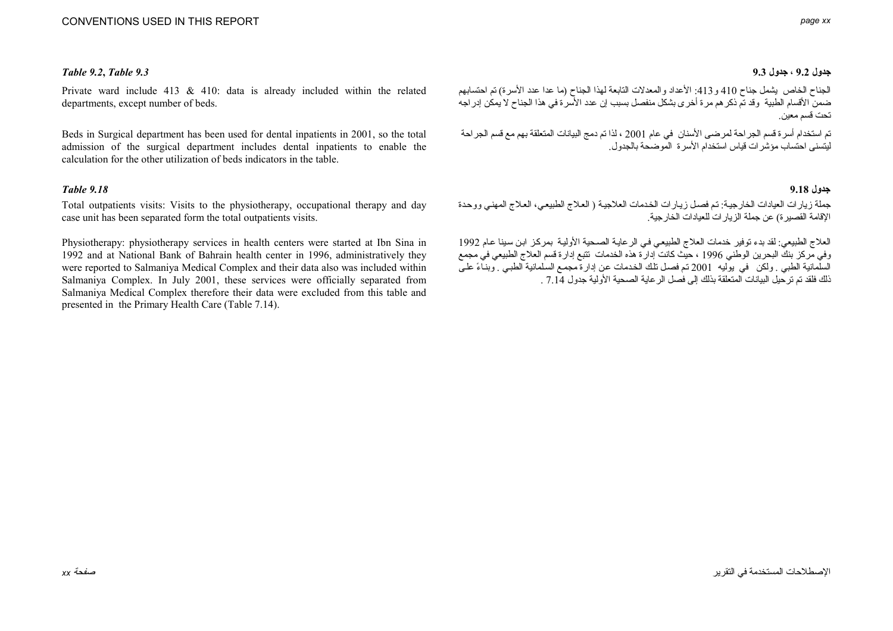### *Table 9.2, Table 9.3*

Private ward include 413 & 410: data is already included within the related departments, except number of beds.

Beds in Surgical department has been used for dental inpatients in 2001, so the total admission of the surgical department includes dental inpatients to enable the calculation for the other utilization of beds indicators in the table.

### *Table 9.18*

Total outpatients visits: Visits to the physiotherapy, occupational therapy and day case unit has been separated form the total outpatients visits.

Physiotherapy: physiotherapy services in health centers were started at Ibn Sina in 1992 and at National Bank of Bahrain health center in 1996, administratively they were reported to Salmaniya Medical Complex and their data also was included within Salmaniya Complex. In July 2001, these services were officially separated from Salmaniya Medical Complex therefore their data were excluded from this table and presented in the Primary Health Care (Table 7.14).

### **جدول 9.2 ، جدول 9.3**

الجناح الخاص يشمل جناح 410 و413: الأعداد والمعدلات التابعة لهذا الجناح (ما عدا عدد الأسرة) تم احتسابهم ضمن الأقسام الطبية وقد تم ذكرهم مرة أخرى بشكل منفصل بسبب إن عدد الأسرة في هذا الجناح لا يمكن إدراجه تحت قسم معين.

تم استخدام أسرة قسم الجراحة لمرضى الأسنان في عام 2001 ، لذا تم دمج البيانات المتعلقة بهم مع قسم الجراحة ليتسنى احتساب مؤشرات قياس استخدام الأسرة الموضحة بالجدول.

### **جدول 9.18**

جملة زيارات العيادات الخارجية: تم فصل زيارات الخدمات العلاجية ( العلاج الطبيعي، العلاج المهني ووحدة الإقامة القصيرة) عن جملة الزيارات للعيادات الخارجية.

العلاج الطبيعي: لقد بدء توفير خدمات العلاج الطبيعي في الرعاية الصحية الأولية بمركز ابن سينا عام 1992 وفي مركز بنك البحرين الوطني 1996 ، حيث كانت إدارة هذه الخدمات تتبع إدارة قسم العلاج الطبيعي في مجمع السلمانية الطبي . ولكن في يوليه 2001 تم فصل تلك الخدمات عن إدارة مجمع السلمانية الطبي . وبناءً على ذلك فلقد تم ترحيل البيانات المتعلقة بذلك إلى فصل الرعاية الصحية الأولية جدول 7.14 .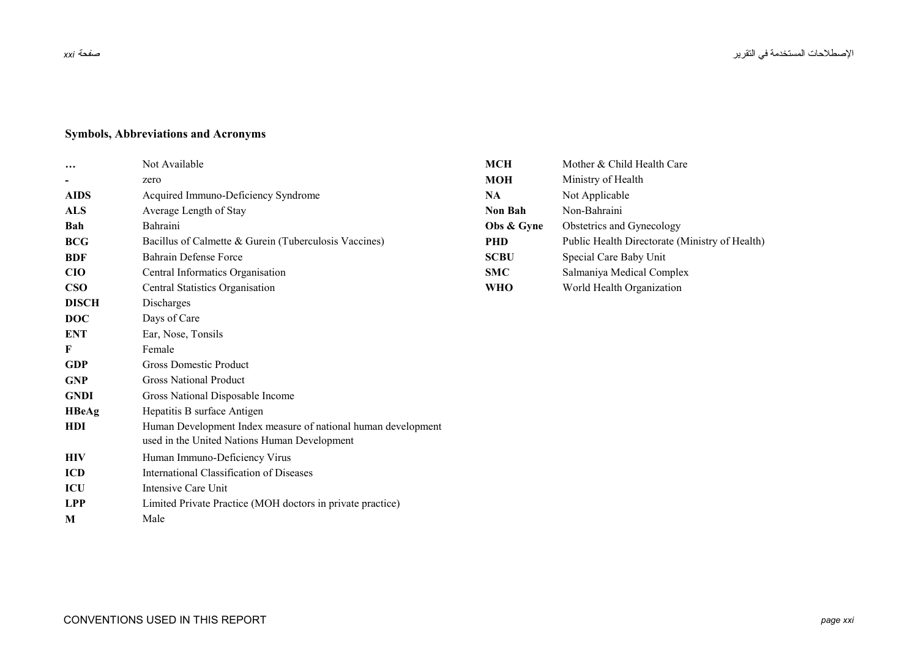## Symbols, Abbreviations and Acronyms

| | |
|---|---|
| **…** | Not Available |
| **-** | zero |
| **AIDS** | Acquired Immuno-Deficiency Syndrome |
| **ALS** | Average Length of Stay |
| **Bah** | Bahraini |
| **BCG** | Bacillus of Calmette & Gurein (Tuberculosis Vaccines) |
| **BDF** | Bahrain Defense Force |
| **CIO** | Central Informatics Organisation |
| **CSO** | Central Statistics Organisation |
| **DISCH** | Discharges |
| **DOC** | Days of Care |
| **ENT** | Ear, Nose, Tonsils |
| **F** | Female |
| **GDP** | Gross Domestic Product |
| **GNP** | Gross National Product |
| **GNDI** | Gross National Disposable Income |
| **HBeAg** | Hepatitis B surface Antigen |
| **HDI** | Human Development Index measure of national human development used in the United Nations Human Development |
| **HIV** | Human Immuno-Deficiency Virus |
| **ICD** | International Classification of Diseases |
| **ICU** | Intensive Care Unit |
| **LPP** | Limited Private Practice (MOH doctors in private practice) |
| **M** | Male |
| **MCH** | Mother & Child Health Care |
| **MOH** | Ministry of Health |
| **NA** | Not Applicable |
| **Non Bah** | Non-Bahraini |
| **Obs & Gyne** | Obstetrics and Gynecology |
| **PHD** | Public Health Directorate (Ministry of Health) |
| **SCBU** | Special Care Baby Unit |
| **SMC** | Salmaniya Medical Complex |
| **WHO** | World Health Organization |